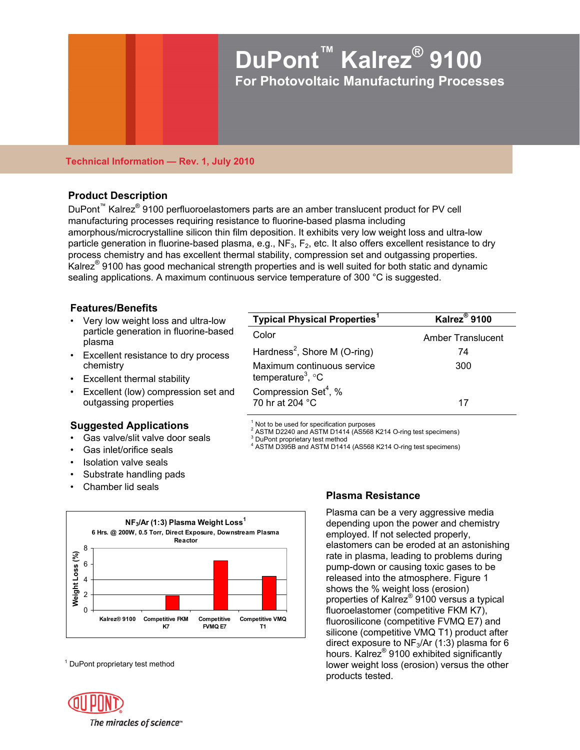# DuPont™ Kalrez® 9100

## For Photovoltaic Manufacturing Processes

**Technical Information — Rev. 1, July 2010**

### Product Description

DuPont™ Kalrez® 9100 perfluoroelastomers parts are an amber translucent product for PV cell manufacturing processes requiring resistance to fluorine-based plasma including amorphous/microcrystalline silicon thin film deposition. It exhibits very low weight loss and ultra-low particle generation in fluorine-based plasma, e.g., $NF_3$, $F_2$, etc. It also offers excellent resistance to dry process chemistry and has excellent thermal stability, compression set and outgassing properties. Kalrez® 9100 has good mechanical strength properties and is well suited for both static and dynamic sealing applications. A maximum continuous service temperature of 300 °C is suggested.

### Features/Benefits

- Very low weight loss and ultra-low particle generation in fluorine-based plasma
- Excellent resistance to dry process chemistry
- Excellent thermal stability
- Excellent (low) compression set and outgassing properties

| Typical Physical Properties[1] | Kalrez® 9100 |
|---|---|
| Color | Amber Translucent |
| Hardness[2], Shore M (O-ring) | 74 |
| Maximum continuous service temperature[3], °C | 300 |
| Compression Set[4], % 70 hr at 204 °C | 17 |

[1] Not to be used for specification purposes
[2] ASTM D2240 and ASTM D1414 (AS568 K214 O-ring test specimens)
[3] DuPont proprietary test method
[4] ASTM D395B and ASTM D1414 (AS568 K214 O-ring test specimens)

### Suggested Applications

- Gas valve/slit valve door seals
- Gas inlet/orifice seals
- Isolation valve seals
- Substrate handling pads
- Chamber lid seals

**$NF_3$/Ar (1:3) Plasma Weight Loss[1]**
6 Hrs. @ 200W, 0.5 Torr, Direct Exposure, Downstream Plasma Reactor

| Product | Weight Loss (%) |
|---|---|
| Kalrez® 9100 | ~0 |
| Competitive FKM K7 | ~1.8 |
| Competitive FVMQ E7 | ~6.3 |
| Competitive VMQ T1 | ~4.3 |

[1] DuPont proprietary test method

### Plasma Resistance

Plasma can be a very aggressive media depending upon the power and chemistry employed. If not selected properly, elastomers can be eroded at an astonishing rate in plasma, leading to problems during pump-down or causing toxic gases to be released into the atmosphere. Figure 1 shows the % weight loss (erosion) properties of Kalrez® 9100 versus a typical fluoroelastomer (competitive FKM K7), fluorosilicone (competitive FVMQ E7) and silicone (competitive VMQ T1) product after direct exposure to $NF_3$/Ar (1:3) plasma for 6 hours. Kalrez® 9100 exhibited significantly lower weight loss (erosion) versus the other products tested.

DuPont — The miracles of science™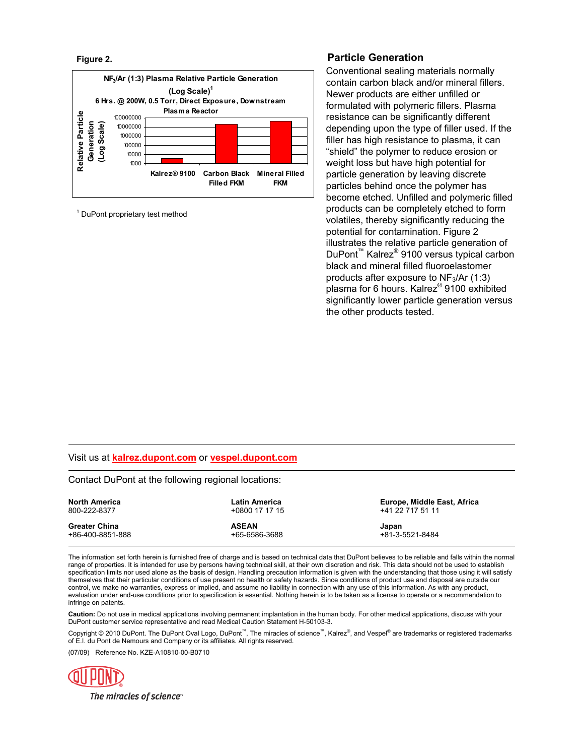**Figure 2.**

$NF_3$/Ar (1:3) Plasma Relative Particle Generation
(Log Scale)[1]
6 Hrs. @ 200W, 0.5 Torr, Direct Exposure, Downstream Plasma Reactor

Relative Particle Generation (Log Scale)

100000000
10000000
1000000
100000
10000
1000

Kalrez® 9100
Carbon Black Filled FKM
Mineral Filled FKM

[1] DuPont proprietary test method

## Particle Generation

Conventional sealing materials normally contain carbon black and/or mineral fillers. Newer products are either unfilled or formulated with polymeric fillers. Plasma resistance can be significantly different depending upon the type of filler used. If the filler has high resistance to plasma, it can "shield" the polymer to reduce erosion or weight loss but have high potential for particle generation by leaving discrete particles behind once the polymer has become etched. Unfilled and polymeric filled products can be completely etched to form volatiles, thereby significantly reducing the potential for contamination. Figure 2 illustrates the relative particle generation of DuPont™ Kalrez® 9100 versus typical carbon black and mineral filled fluoroelastomer products after exposure to $NF_3$/Ar (1:3) plasma for 6 hours. Kalrez® 9100 exhibited significantly lower particle generation versus the other products tested.

---

Visit us at **kalrez.dupont.com** or **vespel.dupont.com**

Contact DuPont at the following regional locations:

| | | |
|---|---|---|
| **North America**<br>800-222-8377 | **Latin America**<br>+0800 17 17 15 | **Europe, Middle East, Africa**<br>+41 22 717 51 11 |
| **Greater China**<br>+86-400-8851-888 | **ASEAN**<br>+65-6586-3688 | **Japan**<br>+81-3-5521-8484 |

The information set forth herein is furnished free of charge and is based on technical data that DuPont believes to be reliable and falls within the normal range of properties. It is intended for use by persons having technical skill, at their own discretion and risk. This data should not be used to establish specification limits nor used alone as the basis of design. Handling precaution information is given with the understanding that those using it will satisfy themselves that their particular conditions of use present no health or safety hazards. Since conditions of product use and disposal are outside our control, we make no warranties, express or implied, and assume no liability in connection with any use of this information. As with any product, evaluation under end-use conditions prior to specification is essential. Nothing herein is to be taken as a license to operate or a recommendation to infringe on patents.

**Caution:** Do not use in medical applications involving permanent implantation in the human body. For other medical applications, discuss with your DuPont customer service representative and read Medical Caution Statement H-50103-3.

Copyright © 2010 DuPont. The DuPont Oval Logo, DuPont™, The miracles of science™, Kalrez®, and Vespel® are trademarks or registered trademarks of E.I. du Pont de Nemours and Company or its affiliates. All rights reserved.

(07/09) Reference No. KZE-A10810-00-B0710

DUPONT
*The miracles of science™*